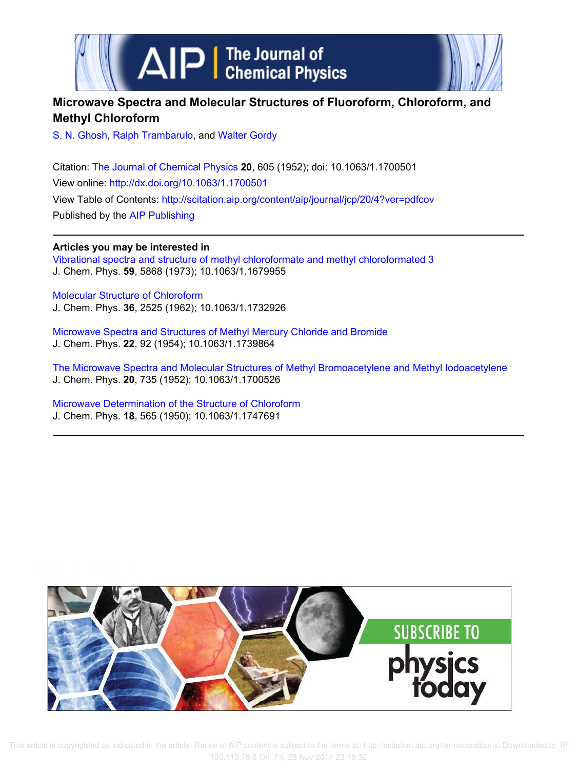# Microwave Spectra and Molecular Structures of Fluoroform, Chloroform, and Methyl Chloroform

S. N. Ghosh, Ralph Trambarulo, and Walter Gordy

Citation: The Journal of Chemical Physics **20**, 605 (1952); doi: 10.1063/1.1700501

View online: http://dx.doi.org/10.1063/1.1700501

View Table of Contents: http://scitation.aip.org/content/aip/journal/jcp/20/4?ver=pdfcov

Published by the AIP Publishing

**Articles you may be interested in**

Vibrational spectra and structure of methyl chloroformate and methyl chloroformated 3
J. Chem. Phys. **59**, 5868 (1973); 10.1063/1.1679955

Molecular Structure of Chloroform
J. Chem. Phys. **36**, 2525 (1962); 10.1063/1.1732926

Microwave Spectra and Structures of Methyl Mercury Chloride and Bromide
J. Chem. Phys. **22**, 92 (1954); 10.1063/1.1739864

The Microwave Spectra and Molecular Structures of Methyl Bromoacetylene and Methyl Iodoacetylene
J. Chem. Phys. **20**, 735 (1952); 10.1063/1.1700526

Microwave Determination of the Structure of Chloroform
J. Chem. Phys. **18**, 565 (1950); 10.1063/1.1747691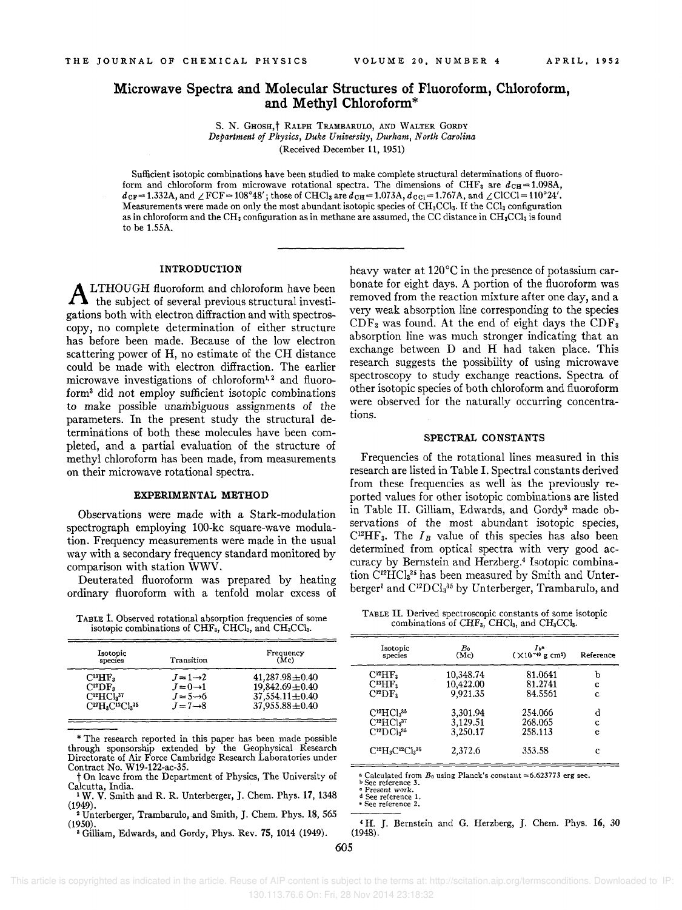# Microwave Spectra and Molecular Structures of Fluoroform, Chloroform, and Methyl Chloroform*

S. N. Ghosh,† Ralph Trambarulo, and Walter Gordy

*Department of Physics, Duke University, Durham, North Carolina*

(Received December 11, 1951)

Sufficient isotopic combinations have been studied to make complete structural determinations of fluoroform and chloroform from microwave rotational spectra. The dimensions of $CHF_3$ are $d_{CH}=1.098$A, $d_{CF}=1.332$A, and $\angle FCF=108°48'$; those of $CHCl_3$ are $d_{CH}=1.073$A, $d_{CCl}=1.767$A, and $\angle ClCCl=110°24'$. Measurements were made on only the most abundant isotopic species of $CH_3CCl_3$. If the $CCl_3$ configuration as in chloroform and the $CH_3$ configuration as in methane are assumed, the CC distance in $CH_3CCl_3$ is found to be 1.55A.

## INTRODUCTION

Although fluoroform and chloroform have been the subject of several previous structural investigations both with electron diffraction and with spectroscopy, no complete determination of either structure has before been made. Because of the low electron scattering power of H, no estimate of the CH distance could be made with electron diffraction. The earlier microwave investigations of chloroform[1,2] and fluoroform[3] did not employ sufficient isotopic combinations to make possible unambiguous assignments of the parameters. In the present study the structural determinations of both these molecules have been completed, and a partial evaluation of the structure of methyl chloroform has been made, from measurements on their microwave rotational spectra.

## EXPERIMENTAL METHOD

Observations were made with a Stark-modulation spectrograph employing 100-kc square-wave modulation. Frequency measurements were made in the usual way with a secondary frequency standard monitored by comparison with station WWV.

Deuterated fluoroform was prepared by heating ordinary fluoroform with a tenfold molar excess of heavy water at 120°C in the presence of potassium carbonate for eight days. A portion of the fluoroform was removed from the reaction mixture after one day, and a very weak absorption line corresponding to the species $CDF_3$ was found. At the end of eight days the $CDF_3$ absorption line was much stronger indicating that an exchange between D and H had taken place. This research suggests the possibility of using microwave spectroscopy to study exchange reactions. Spectra of other isotopic species of both chloroform and fluoroform were observed for the naturally occurring concentrations.

TABLE I. Observed rotational absorption frequencies of some isotopic combinations of $CHF_3$, $CHCl_3$, and $CH_3CCl_3$.

| Isotopic species | Transition | Frequency (Mc) |
|---|---|---|
| $C^{13}HF_3$ | $J=1\rightarrow2$ | 41,287.98±0.40 |
| $C^{12}DF_3$ | $J=0\rightarrow1$ | 19,842.69±0.40 |
| $C^{12}HCl_3^{37}$ | $J=5\rightarrow6$ | 37,554.11±0.40 |
| $C^{12}H_3C^{12}Cl_3^{35}$ | $J=7\rightarrow8$ | 37,955.88±0.40 |

## SPECTRAL CONSTANTS

Frequencies of the rotational lines measured in this research are listed in Table I. Spectral constants derived from these frequencies as well as the previously reported values for other isotopic combinations are listed in Table II. Gilliam, Edwards, and Gordy[3] made observations of the most abundant isotopic species, $C^{12}HF_3$. The $I_B$ value of this species has also been determined from optical spectra with very good accuracy by Bernstein and Herzberg.[4] Isotopic combination $C^{12}HCl_3^{35}$ has been measured by Smith and Unterberger[1] and $C^{12}DCl_3^{35}$ by Unterberger, Trambarulo, and

TABLE II. Derived spectroscopic constants of some isotopic combinations of $CHF_3$, $CHCl_3$, and $CH_3CCl_3$.

| Isotopic species | $B_0$ (Mc) | $I_b$[a] ($\times10^{-40}$ g cm$^2$) | Reference |
|---|---|---|---|
| $C^{12}HF_3$ | 10,348.74 | 81.0641 | b |
| $C^{13}HF_3$ | 10,422.00 | 81.2741 | c |
| $C^{12}DF_3$ | 9,921.35 | 84.5561 | c |
| $C^{12}HCl_3^{35}$ | 3,301.94 | 254.066 | d |
| $C^{12}HCl_3^{37}$ | 3,129.51 | 268.065 | c |
| $C^{12}DCl_3^{35}$ | 3,250.17 | 258.113 | e |
| $C^{12}H_3C^{12}Cl_3^{35}$ | 2,372.6 | 353.58 | c |

[a] Calculated from $B_0$ using Planck's constant =6.623773 erg sec.
[b] See reference 3.
[c] Present work.
[d] See reference 1.
[e] See reference 2.

* The research reported in this paper has been made possible through sponsorship extended by the Geophysical Research Directorate of Air Force Cambridge Research Laboratories under Contract No. W19-122-ac-35.

† On leave from the Department of Physics, The University of Calcutta, India.

[1] W. V. Smith and R. R. Unterberger, J. Chem. Phys. 17, 1348 (1949).

[2] Unterberger, Trambarulo, and Smith, J. Chem. Phys. 18, 565 (1950).

[3] Gilliam, Edwards, and Gordy, Phys. Rev. 75, 1014 (1949).

[4] H. J. Bernstein and G. Herzberg, J. Chem. Phys. 16, 30 (1948).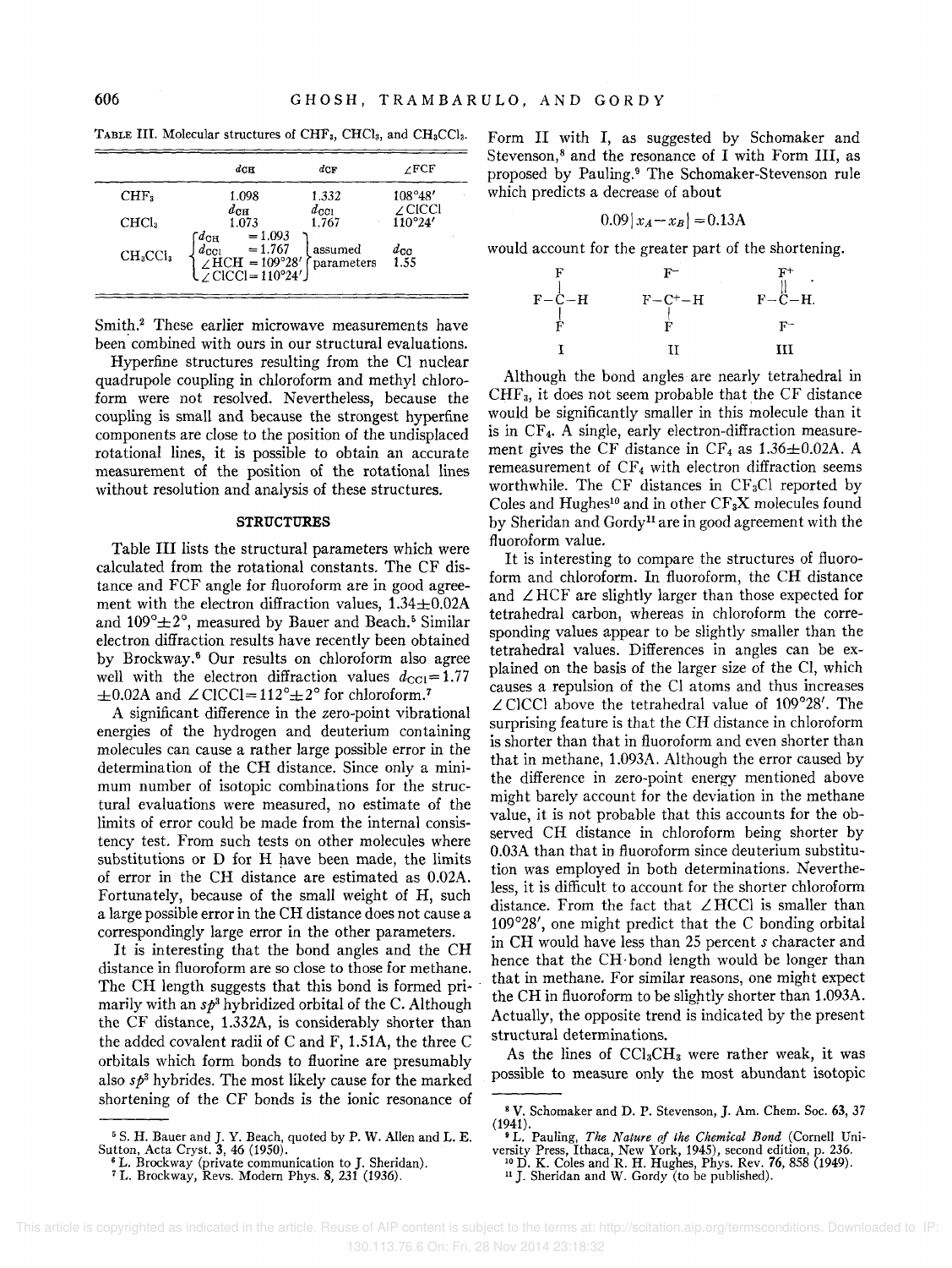TABLE III. Molecular structures of $CHF_3$, $CHCl_3$, and $CH_3CCl_3$.

| | $d_{CH}$ | $d_{CF}$ | $\angle FCF$ |
|---|---|---|---|
| $CHF_3$ | 1.098 | 1.332 | 108°48′ |
| | $d_{CH}$ | $d_{CCl}$ | $\angle ClCCl$ |
| $CHCl_3$ | 1.073 | 1.767 | 110°24′ |
| $CH_3CCl_3$ | $d_{CH}$ = 1.093; $d_{CCl}$ = 1.767; $\angle HCH$ = 109°28′; $\angle ClCCl$ = 110°24′ | assumed parameters | $d_{CC}$ 1.55 |

Smith.[2] These earlier microwave measurements have been combined with ours in our structural evaluations.

Hyperfine structures resulting from the Cl nuclear quadrupole coupling in chloroform and methyl chloroform were not resolved. Nevertheless, because the coupling is small and because the strongest hyperfine components are close to the position of the undisplaced rotational lines, it is possible to obtain an accurate measurement of the position of the rotational lines without resolution and analysis of these structures.

## STRUCTURES

Table III lists the structural parameters which were calculated from the rotational constants. The CF distance and FCF angle for fluoroform are in good agreement with the electron diffraction values, 1.34±0.02A and 109°±2°, measured by Bauer and Beach.[5] Similar electron diffraction results have recently been obtained by Brockway.[6] Our results on chloroform also agree well with the electron diffraction values $d_{CCl}$ = 1.77 ±0.02A and $\angle ClCCl$ = 112°±2° for chloroform.[7]

A significant difference in the zero-point vibrational energies of the hydrogen and deuterium containing molecules can cause a rather large possible error in the determination of the CH distance. Since only a minimum number of isotopic combinations for the structural evaluations were measured, no estimate of the limits of error could be made from the internal consistency test. From such tests on other molecules where substitutions or D for H have been made, the limits of error in the CH distance are estimated as 0.02A. Fortunately, because of the small weight of H, such a large possible error in the CH distance does not cause a correspondingly large error in the other parameters.

It is interesting that the bond angles and the CH distance in fluoroform are so close to those for methane. The CH length suggests that this bond is formed primarily with an $sp^3$ hybridized orbital of the C. Although the CF distance, 1.332A, is considerably shorter than the added covalent radii of C and F, 1.51A, the three C orbitals which form bonds to fluorine are presumably also $sp^3$ hybrides. The most likely cause for the marked shortening of the CF bonds is the ionic resonance of Form II with I, as suggested by Schomaker and Stevenson,[8] and the resonance of I with Form III, as proposed by Pauling.[9] The Schomaker-Stevenson rule which predicts a decrease of about

$$0.09|x_A - x_B| = 0.13\text{A}$$

would account for the greater part of the shortening.

```
      F              F⁻             F⁺
      |              |              ||
  F—C—H          F—C⁺—H         F—C—H.
      |              |              
      F              F              F⁻
      I              II             III
```

Although the bond angles are nearly tetrahedral in $CHF_3$, it does not seem probable that the CF distance would be significantly smaller in this molecule than it is in $CF_4$. A single, early electron-diffraction measurement gives the CF distance in $CF_4$ as 1.36±0.02A. A remeasurement of $CF_4$ with electron diffraction seems worthwhile. The CF distances in $CF_3Cl$ reported by Coles and Hughes[10] and in other $CF_3X$ molecules found by Sheridan and Gordy[11] are in good agreement with the fluoroform value.

It is interesting to compare the structures of fluoroform and chloroform. In fluoroform, the CH distance and $\angle HCF$ are slightly larger than those expected for tetrahedral carbon, whereas in chloroform the corresponding values appear to be slightly smaller than the tetrahedral values. Differences in angles can be explained on the basis of the larger size of the Cl, which causes a repulsion of the Cl atoms and thus increases $\angle ClCCl$ above the tetrahedral value of 109°28′. The surprising feature is that the CH distance in chloroform is shorter than that in fluoroform and even shorter than that in methane, 1.093A. Although the error caused by the difference in zero-point energy mentioned above might barely account for the deviation in the methane value, it is not probable that this accounts for the observed CH distance in chloroform being shorter by 0.03A than that in fluoroform since deuterium substitution was employed in both determinations. Nevertheless, it is difficult to account for the shorter chloroform distance. From the fact that $\angle HCCl$ is smaller than 109°28′, one might predict that the C bonding orbital in CH would have less than 25 percent $s$ character and hence that the CH bond length would be longer than that in methane. For similar reasons, one might expect the CH in fluoroform to be slightly shorter than 1.093A. Actually, the opposite trend is indicated by the present structural determinations.

As the lines of $CCl_3CH_3$ were rather weak, it was possible to measure only the most abundant isotopic

---

[5] S. H. Bauer and J. Y. Beach, quoted by P. W. Allen and L. E. Sutton, Acta Cryst. 3, 46 (1950).

[6] L. Brockway (private communication to J. Sheridan).

[7] L. Brockway, Revs. Modern Phys. 8, 231 (1936).

[8] V. Schomaker and D. P. Stevenson, J. Am. Chem. Soc. 63, 37 (1941).

[9] L. Pauling, *The Nature of the Chemical Bond* (Cornell University Press, Ithaca, New York, 1945), second edition, p. 236.

[10] D. K. Coles and R. H. Hughes, Phys. Rev. 76, 858 (1949).

[11] J. Sheridan and W. Gordy (to be published).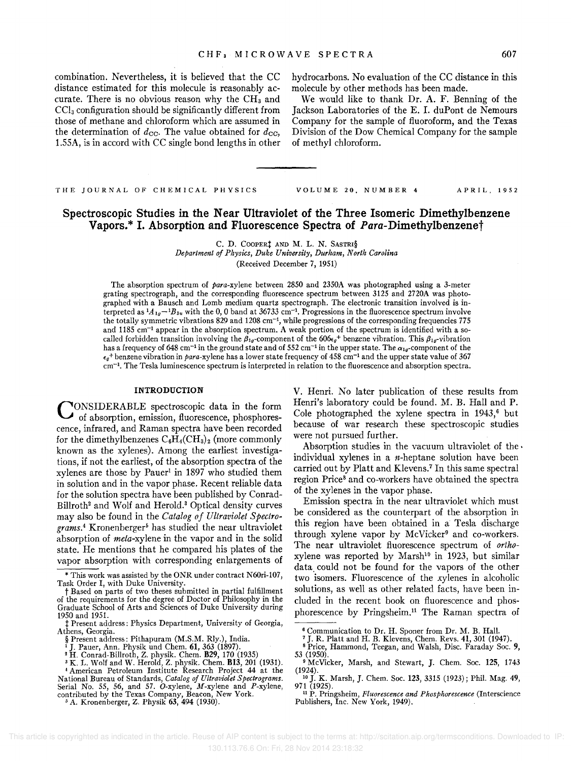combination. Nevertheless, it is believed that the CC distance estimated for this molecule is reasonably accurate. There is no obvious reason why the $CH_3$ and $CCl_3$ configuration should be significantly different from those of methane and chloroform which are assumed in the determination of $d_{CC}$. The value obtained for $d_{CC}$, 1.55A, is in accord with CC single bond lengths in other hydrocarbons. No evaluation of the CC distance in this molecule by other methods has been made.

We would like to thank Dr. A. F. Benning of the Jackson Laboratories of the E. I. duPont de Nemours Company for the sample of fluoroform, and the Texas Division of the Dow Chemical Company for the sample of methyl chloroform.

---

THE JOURNAL OF CHEMICAL PHYSICS VOLUME 20, NUMBER 4 APRIL, 1952

# Spectroscopic Studies in the Near Ultraviolet of the Three Isomeric Dimethylbenzene Vapors.* I. Absorption and Fluorescence Spectra of *Para*-Dimethylbenzene†

C. D. Cooper‡ and M. L. N. Sastri§

*Department of Physics, Duke University, Durham, North Carolina*

(Received December 7, 1951)

The absorption spectrum of *para*-xylene between 2850 and 2350A was photographed using a 3-meter grating spectrograph, and the corresponding fluorescence spectrum between 3125 and 2720A was photographed with a Bausch and Lomb medium quartz spectrograph. The electronic transition involved is interpreted as ${}^1A_{1g}-{}^1B_{3u}$ with the 0, 0 band at 36733 cm$^{-1}$. Progressions in the fluorescence spectrum involve the totally symmetric vibrations 829 and 1208 cm$^{-1}$, while progressions of the corresponding frequencies 775 and 1185 cm$^{-1}$ appear in the absorption spectrum. A weak portion of the spectrum is identified with a so-called forbidden transition involving the $\beta_{1g}$-component of the $606\epsilon_g{}^+$ benzene vibration. This $\beta_{1g}$-vibration has a frequency of 648 cm$^{-1}$ in the ground state and of 552 cm$^{-1}$ in the upper state. The $\alpha_{1g}$-component of the $\epsilon_g{}^+$ benzene vibration in *para*-xylene has a lower state frequency of 458 cm$^{-1}$ and the upper state value of 367 cm$^{-1}$. The Tesla luminescence spectrum is interpreted in relation to the fluorescence and absorption spectra.

## INTRODUCTION

CONSIDERABLE spectroscopic data in the form of absorption, emission, fluorescence, phosphorescence, infrared, and Raman spectra have been recorded for the dimethylbenzenes $C_6H_4(CH_3)_2$ (more commonly known as the xylenes). Among the earliest investigations, if not the earliest, of the absorption spectra of the xylenes are those by Pauer[1] in 1897 who studied them in solution and in the vapor phase. Recent reliable data for the solution spectra have been published by Conrad-Billroth[2] and Wolf and Herold.[3] Optical density curves may also be found in the *Catalog of Ultraviolet Spectrograms*.[4] Kronenberger[5] has studied the near ultraviolet absorption of *meta*-xylene in the vapor and in the solid state. He mentions that he compared his plates of the vapor absorption with corresponding enlargements of V. Henri. No later publication of these results from Henri's laboratory could be found. M. B. Hall and P. Cole photographed the xylene spectra in 1943,[6] but because of war research these spectroscopic studies were not pursued further.

Absorption studies in the vacuum ultraviolet of the individual xylenes in a *n*-heptane solution have been carried out by Platt and Klevens.[7] In this same spectral region Price[8] and co-workers have obtained the spectra of the xylenes in the vapor phase.

Emission spectra in the near ultraviolet which must be considered as the counterpart of the absorption in this region have been obtained in a Tesla discharge through xylene vapor by McVicker[9] and co-workers. The near ultraviolet fluorescence spectrum of *ortho*-xylene was reported by Marsh[10] in 1923, but similar data could not be found for the vapors of the other two isomers. Fluorescence of the xylenes in alcoholic solutions, as well as other related facts, have been included in the recent book on fluorescence and phosphorescence by Pringsheim.[11] The Raman spectra of

---

\* This work was assisted by the ONR under contract N6ori-107, Task Order I, with Duke University.

† Based on parts of two theses submitted in partial fulfillment of the requirements for the degree of Doctor of Philosophy in the Graduate School of Arts and Sciences of Duke University during 1950 and 1951.

‡ Present address: Physics Department, University of Georgia, Athens, Georgia.

§ Present address: Pithapuram (M.S.M. Rly.), India.

[1] J. Pauer, Ann. Physik und Chem. 61, 363 (1897).

[2] H. Conrad-Billroth, Z. physik. Chem. B29, 170 (1935)

[3] K. L. Wolf and W. Herold, Z. physik. Chem. B13, 201 (1931).

[4] American Petroleum Institute Research Project 44 at the National Bureau of Standards, *Catalog of Ultraviolet Spectrograms*. Serial No. 55, 56, and 57. *O*-xylene, *M*-xylene and *P*-xylene, contributed by the Texas Company, Beacon, New York.

[5] A. Kronenberger, Z. Physik 63, 494 (1930).

[6] Communication to Dr. H. Sponer from Dr. M. B. Hall.

[7] J. R. Platt and H. B. Klevens, Chem. Revs. 41, 301 (1947).

[8] Price, Hammond, Teegan, and Walsh, Disc. Faraday Soc. 9, 53 (1950).

[9] McVicker, Marsh, and Stewart, J. Chem. Soc. 125, 1743 (1924).

[10] J. K. Marsh, J. Chem. Soc. 123, 3315 (1923); Phil. Mag. 49, 971 (1925).

[11] P. Pringsheim, *Fluorescence and Phosphorescence* (Interscience Publishers, Inc. New York, 1949).